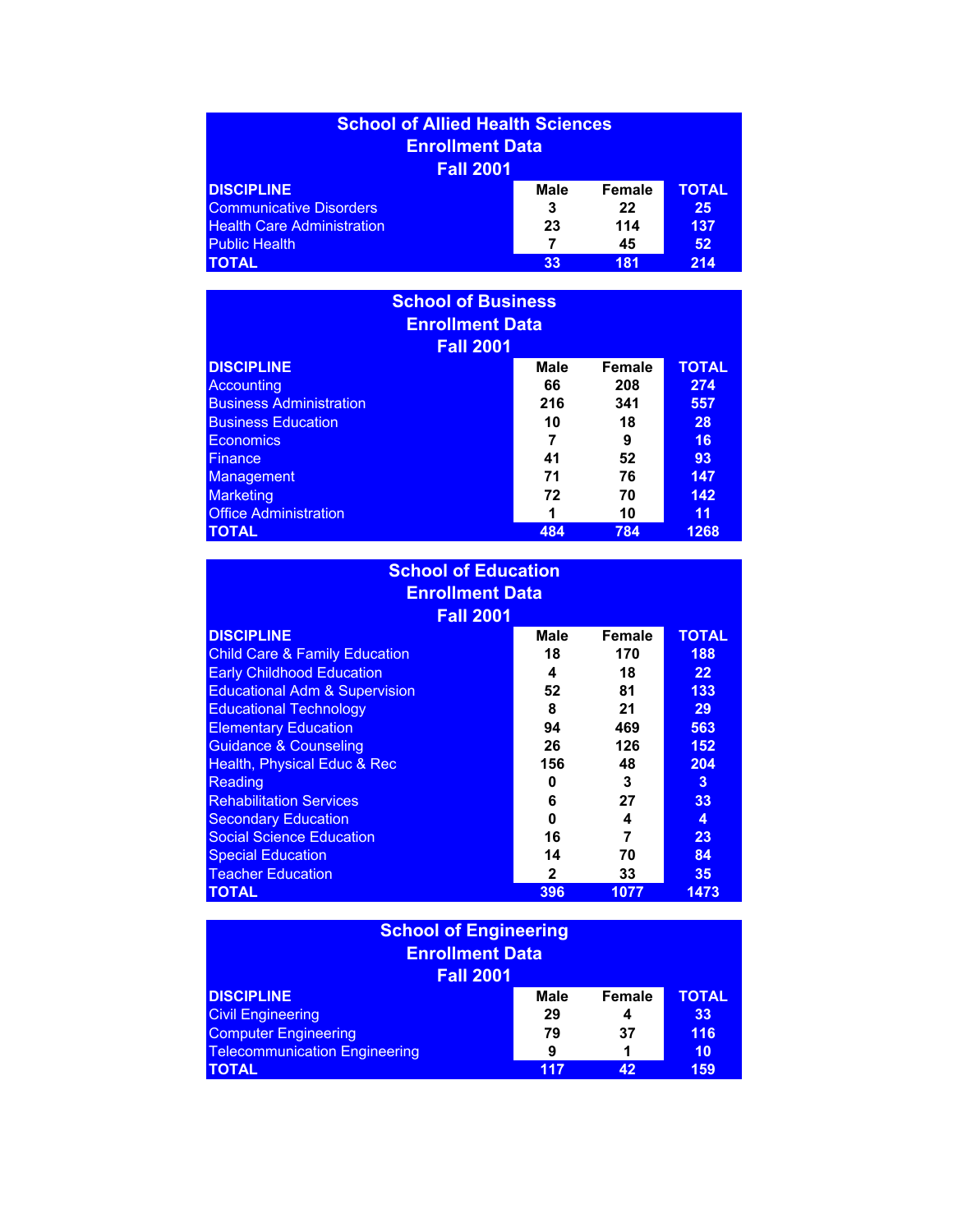## School of Allied Health Sciences
## Enrollment Data
## Fall 2001

| DISCIPLINE | Male | Female | TOTAL |
|---|---|---|---|
| Communicative Disorders | 3 | 22 | 25 |
| Health Care Administration | 23 | 114 | 137 |
| Public Health | 7 | 45 | 52 |
| **TOTAL** | **33** | **181** | **214** |

## School of Business
## Enrollment Data
## Fall 2001

| DISCIPLINE | Male | Female | TOTAL |
|---|---|---|---|
| Accounting | 66 | 208 | 274 |
| Business Administration | 216 | 341 | 557 |
| Business Education | 10 | 18 | 28 |
| Economics | 7 | 9 | 16 |
| Finance | 41 | 52 | 93 |
| Management | 71 | 76 | 147 |
| Marketing | 72 | 70 | 142 |
| Office Administration | 1 | 10 | 11 |
| **TOTAL** | **484** | **784** | **1268** |

## School of Education
## Enrollment Data
## Fall 2001

| DISCIPLINE | Male | Female | TOTAL |
|---|---|---|---|
| Child Care & Family Education | 18 | 170 | 188 |
| Early Childhood Education | 4 | 18 | 22 |
| Educational Adm & Supervision | 52 | 81 | 133 |
| Educational Technology | 8 | 21 | 29 |
| Elementary Education | 94 | 469 | 563 |
| Guidance & Counseling | 26 | 126 | 152 |
| Health, Physical Educ & Rec | 156 | 48 | 204 |
| Reading | 0 | 3 | 3 |
| Rehabilitation Services | 6 | 27 | 33 |
| Secondary Education | 0 | 4 | 4 |
| Social Science Education | 16 | 7 | 23 |
| Special Education | 14 | 70 | 84 |
| Teacher Education | 2 | 33 | 35 |
| **TOTAL** | **396** | **1077** | **1473** |

## School of Engineering
## Enrollment Data
## Fall 2001

| DISCIPLINE | Male | Female | TOTAL |
|---|---|---|---|
| Civil Engineering | 29 | 4 | 33 |
| Computer Engineering | 79 | 37 | 116 |
| Telecommunication Engineering | 9 | 1 | 10 |
| **TOTAL** | **117** | **42** | **159** |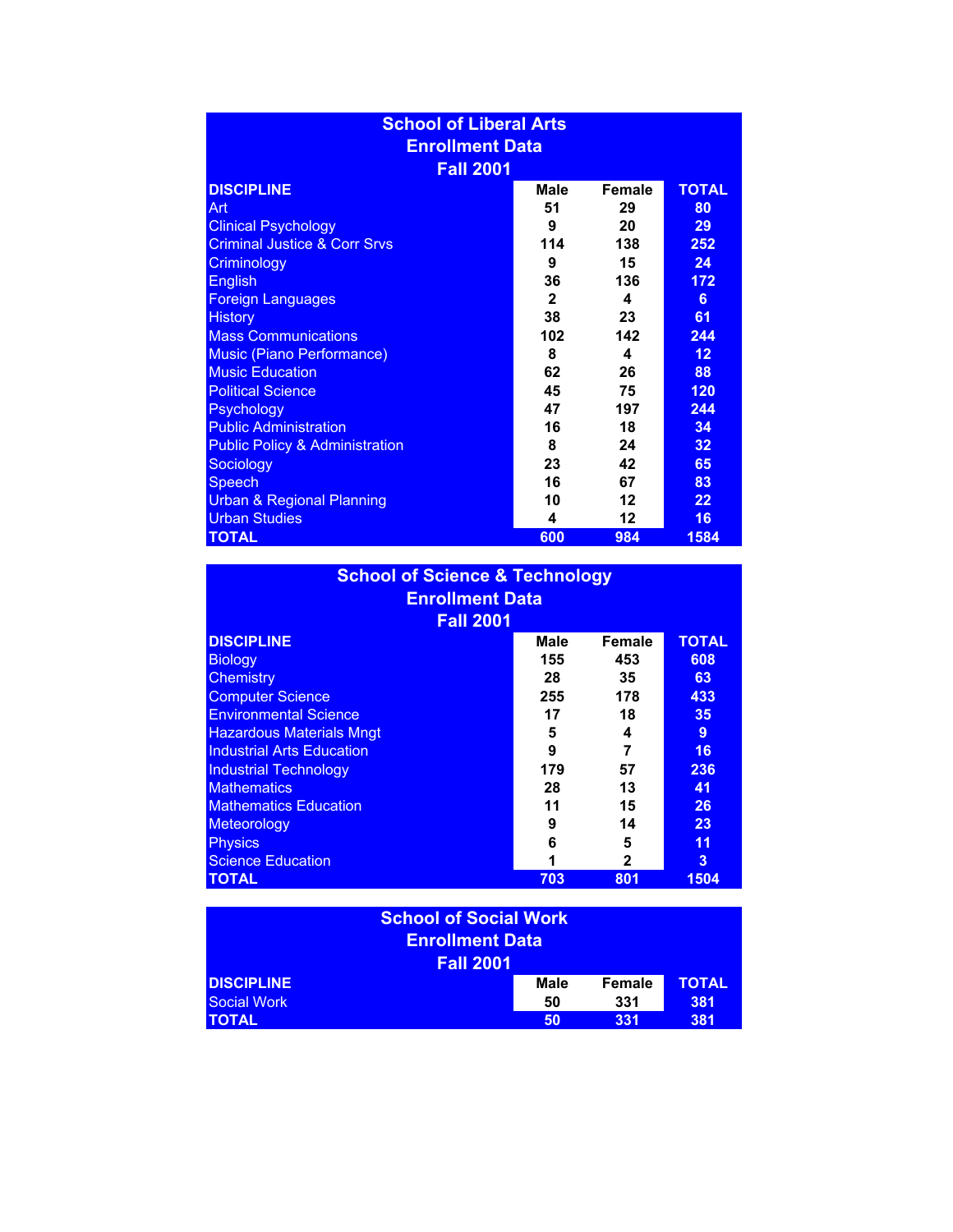## School of Liberal Arts
## Enrollment Data
## Fall 2001

| DISCIPLINE | Male | Female | TOTAL |
|---|---|---|---|
| Art | 51 | 29 | 80 |
| Clinical Psychology | 9 | 20 | 29 |
| Criminal Justice & Corr Srvs | 114 | 138 | 252 |
| Criminology | 9 | 15 | 24 |
| English | 36 | 136 | 172 |
| Foreign Languages | 2 | 4 | 6 |
| History | 38 | 23 | 61 |
| Mass Communications | 102 | 142 | 244 |
| Music (Piano Performance) | 8 | 4 | 12 |
| Music Education | 62 | 26 | 88 |
| Political Science | 45 | 75 | 120 |
| Psychology | 47 | 197 | 244 |
| Public Administration | 16 | 18 | 34 |
| Public Policy & Administration | 8 | 24 | 32 |
| Sociology | 23 | 42 | 65 |
| Speech | 16 | 67 | 83 |
| Urban & Regional Planning | 10 | 12 | 22 |
| Urban Studies | 4 | 12 | 16 |
| **TOTAL** | **600** | **984** | **1584** |

## School of Science & Technology
## Enrollment Data
## Fall 2001

| DISCIPLINE | Male | Female | TOTAL |
|---|---|---|---|
| Biology | 155 | 453 | 608 |
| Chemistry | 28 | 35 | 63 |
| Computer Science | 255 | 178 | 433 |
| Environmental Science | 17 | 18 | 35 |
| Hazardous Materials Mngt | 5 | 4 | 9 |
| Industrial Arts Education | 9 | 7 | 16 |
| Industrial Technology | 179 | 57 | 236 |
| Mathematics | 28 | 13 | 41 |
| Mathematics Education | 11 | 15 | 26 |
| Meteorology | 9 | 14 | 23 |
| Physics | 6 | 5 | 11 |
| Science Education | 1 | 2 | 3 |
| **TOTAL** | **703** | **801** | **1504** |

## School of Social Work
## Enrollment Data
## Fall 2001

| DISCIPLINE | Male | Female | TOTAL |
|---|---|---|---|
| Social Work | 50 | 331 | 381 |
| **TOTAL** | **50** | **331** | **381** |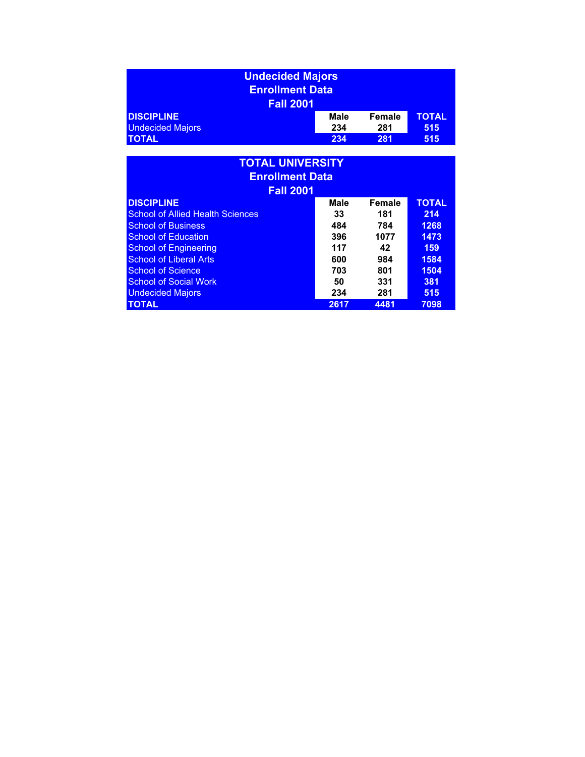## Undecided Majors
## Enrollment Data
## Fall 2001

| DISCIPLINE | Male | Female | TOTAL |
|---|---|---|---|
| Undecided Majors | 234 | 281 | 515 |
| TOTAL | 234 | 281 | 515 |

## TOTAL UNIVERSITY
## Enrollment Data
## Fall 2001

| DISCIPLINE | Male | Female | TOTAL |
|---|---|---|---|
| School of Allied Health Sciences | 33 | 181 | 214 |
| School of Business | 484 | 784 | 1268 |
| School of Education | 396 | 1077 | 1473 |
| School of Engineering | 117 | 42 | 159 |
| School of Liberal Arts | 600 | 984 | 1584 |
| School of Science | 703 | 801 | 1504 |
| School of Social Work | 50 | 331 | 381 |
| Undecided Majors | 234 | 281 | 515 |
| TOTAL | 2617 | 4481 | 7098 |